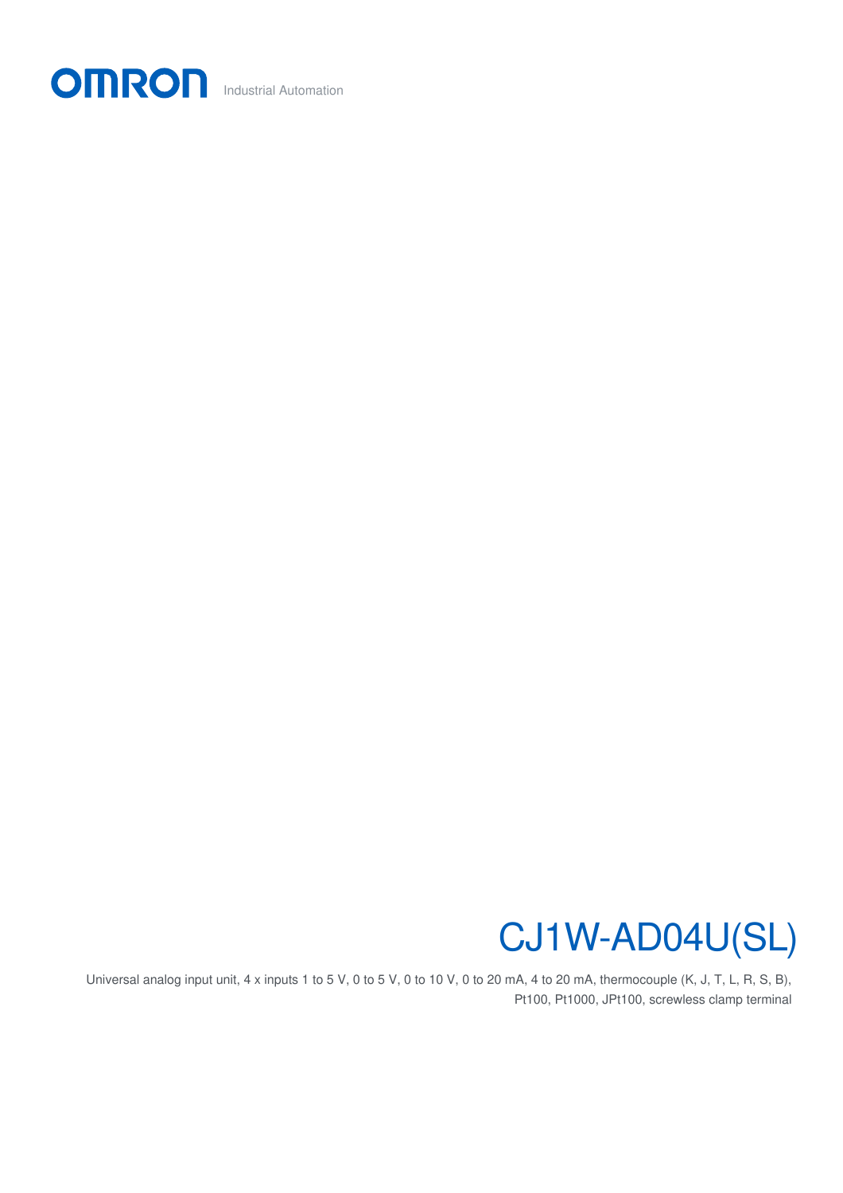OMRON Industrial Automation

# CJ1W-AD04U(SL)

Universal analog input unit, 4 x inputs 1 to 5 V, 0 to 5 V, 0 to 10 V, 0 to 20 mA, 4 to 20 mA, thermocouple (K, J, T, L, R, S, B), Pt100, Pt1000, JPt100, screwless clamp terminal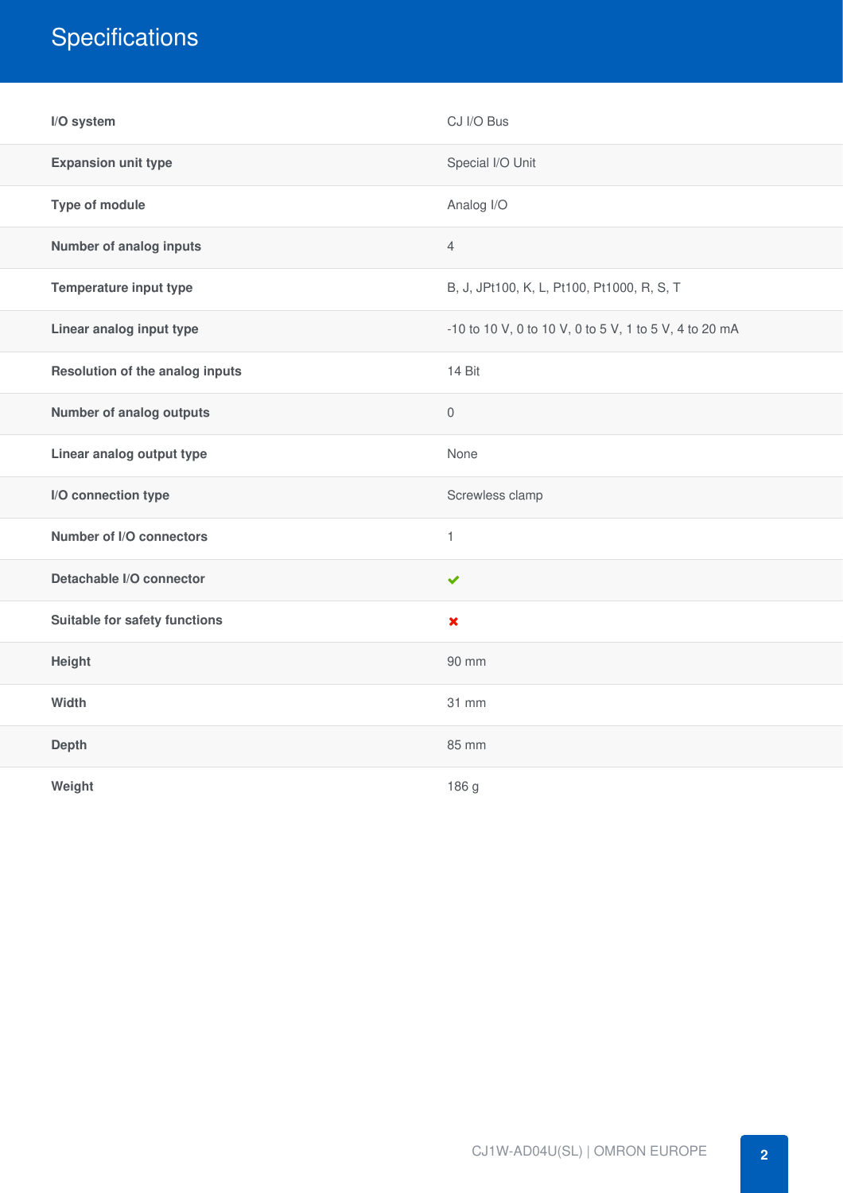# Specifications

| | |
|---|---|
| **I/O system** | CJ I/O Bus |
| **Expansion unit type** | Special I/O Unit |
| **Type of module** | Analog I/O |
| **Number of analog inputs** | 4 |
| **Temperature input type** | B, J, JPt100, K, L, Pt100, Pt1000, R, S, T |
| **Linear analog input type** | -10 to 10 V, 0 to 10 V, 0 to 5 V, 1 to 5 V, 4 to 20 mA |
| **Resolution of the analog inputs** | 14 Bit |
| **Number of analog outputs** | 0 |
| **Linear analog output type** | None |
| **I/O connection type** | Screwless clamp |
| **Number of I/O connectors** | 1 |
| **Detachable I/O connector** | ✔ |
| **Suitable for safety functions** | ✖ |
| **Height** | 90 mm |
| **Width** | 31 mm |
| **Depth** | 85 mm |
| **Weight** | 186 g |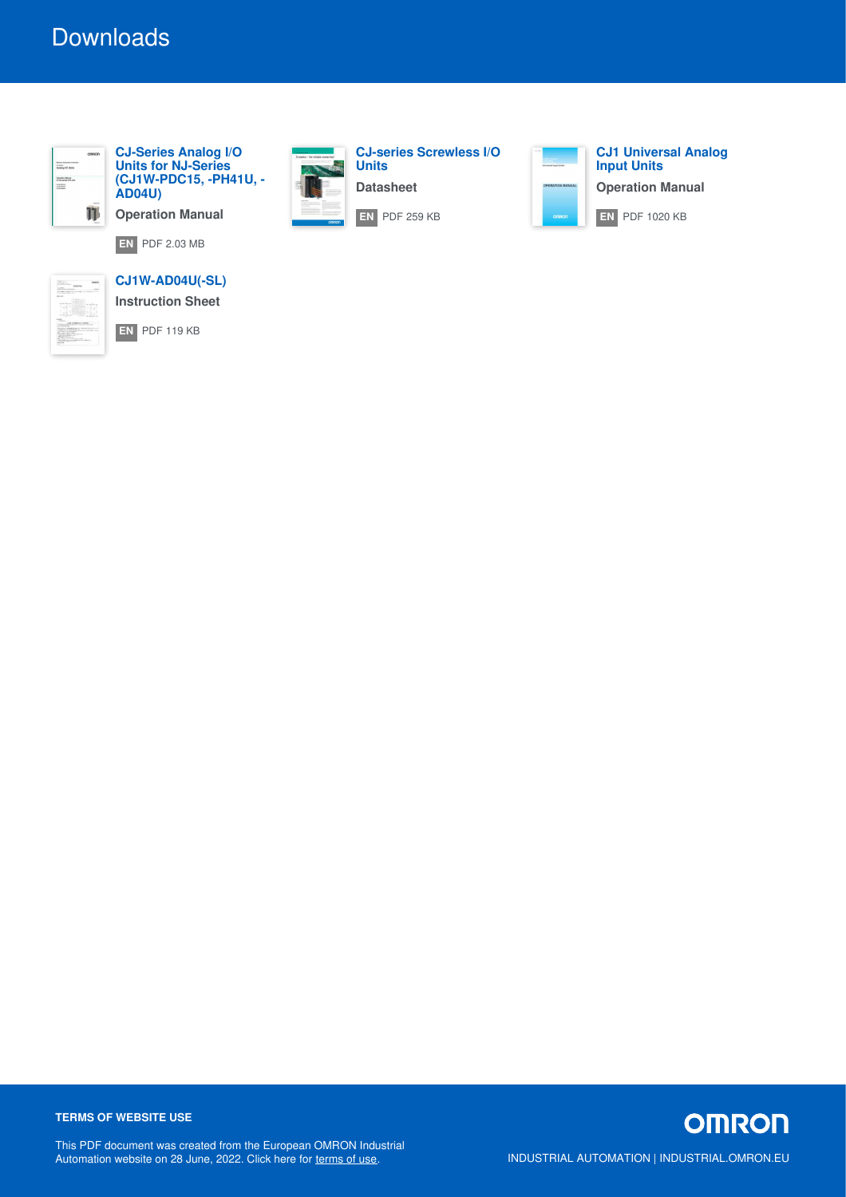# Downloads

**CJ-Series Analog I/O Units for NJ-Series (CJ1W-PDC15, -PH41U, -AD04U)**

**Operation Manual**

EN PDF 2.03 MB

**CJ-series Screwless I/O Units**

**Datasheet**

EN PDF 259 KB

**CJ1 Universal Analog Input Units**

**Operation Manual**

EN PDF 1020 KB

**CJ1W-AD04U(-SL)**

**Instruction Sheet**

EN PDF 119 KB

**TERMS OF WEBSITE USE**

This PDF document was created from the European OMRON Industrial Automation website on 28 June, 2022. Click here for terms of use.

INDUSTRIAL AUTOMATION | INDUSTRIAL.OMRON.EU